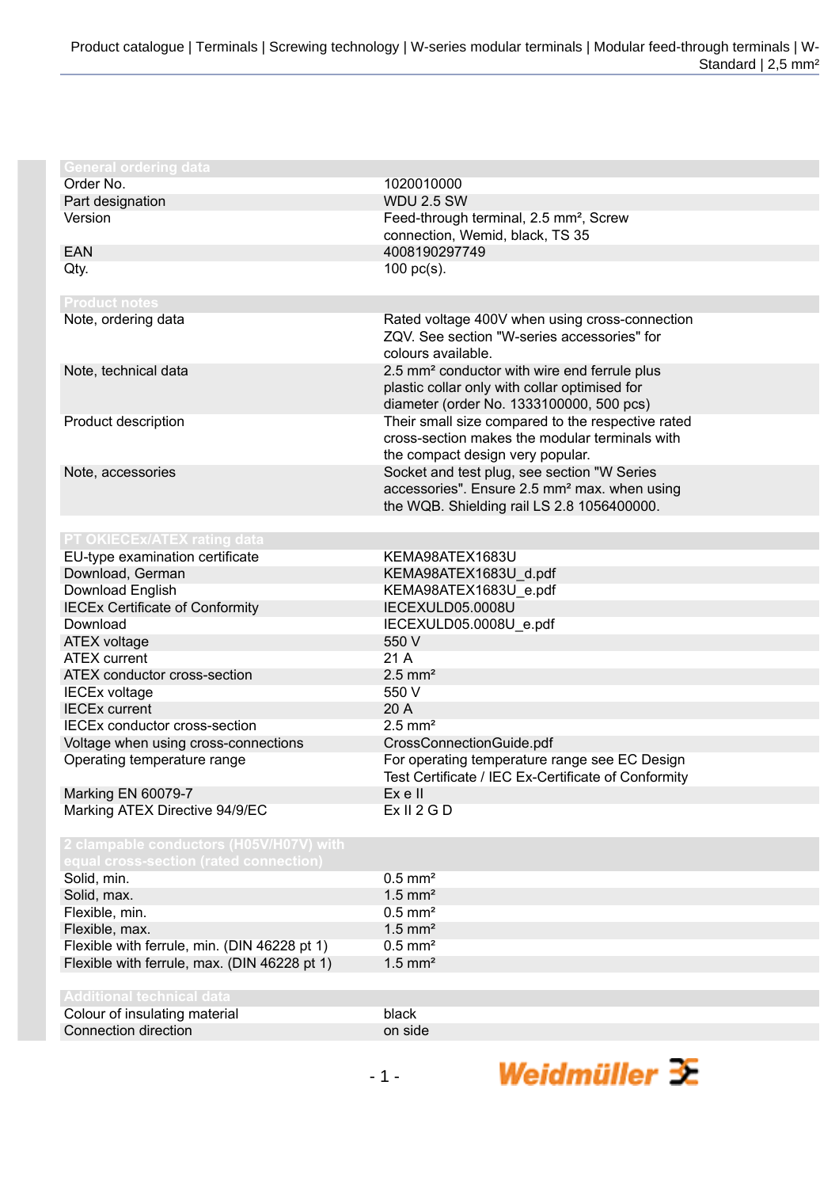Product catalogue | Terminals | Screwing technology | W-series modular terminals | Modular feed-through terminals | W-Standard | 2,5 mm²

| General ordering data | |
|---|---|
| Order No. | 1020010000 |
| Part designation | WDU 2.5 SW |
| Version | Feed-through terminal, 2.5 mm², Screw connection, Wemid, black, TS 35 |
| EAN | 4008190297749 |
| Qty. | 100 pc(s). |

| Product notes | |
|---|---|
| Note, ordering data | Rated voltage 400V when using cross-connection ZQV. See section "W-series accessories" for colours available. |
| Note, technical data | 2.5 mm² conductor with wire end ferrule plus plastic collar only with collar optimised for diameter (order No. 1333100000, 500 pcs) |
| Product description | Their small size compared to the respective rated cross-section makes the modular terminals with the compact design very popular. |
| Note, accessories | Socket and test plug, see section "W Series accessories". Ensure 2.5 mm² max. when using the WQB. Shielding rail LS 2.8 1056400000. |

| PT OKIECEx/ATEX rating data | |
|---|---|
| EU-type examination certificate | KEMA98ATEX1683U |
| Download, German | KEMA98ATEX1683U_d.pdf |
| Download English | KEMA98ATEX1683U_e.pdf |
| IECEx Certificate of Conformity | IECEXULD05.0008U |
| Download | IECEXULD05.0008U_e.pdf |
| ATEX voltage | 550 V |
| ATEX current | 21 A |
| ATEX conductor cross-section | 2.5 mm² |
| IECEx voltage | 550 V |
| IECEx current | 20 A |
| IECEx conductor cross-section | 2.5 mm² |
| Voltage when using cross-connections | CrossConnectionGuide.pdf |
| Operating temperature range | For operating temperature range see EC Design Test Certificate / IEC Ex-Certificate of Conformity |
| Marking EN 60079-7 | Ex e II |
| Marking ATEX Directive 94/9/EC | Ex II 2 G D |

| 2 clampable conductors (H05V/H07V) with equal cross-section (rated connection) | |
|---|---|
| Solid, min. | 0.5 mm² |
| Solid, max. | 1.5 mm² |
| Flexible, min. | 0.5 mm² |
| Flexible, max. | 1.5 mm² |
| Flexible with ferrule, min. (DIN 46228 pt 1) | 0.5 mm² |
| Flexible with ferrule, max. (DIN 46228 pt 1) | 1.5 mm² |

| Additional technical data | |
|---|---|
| Colour of insulating material | black |
| Connection direction | on side |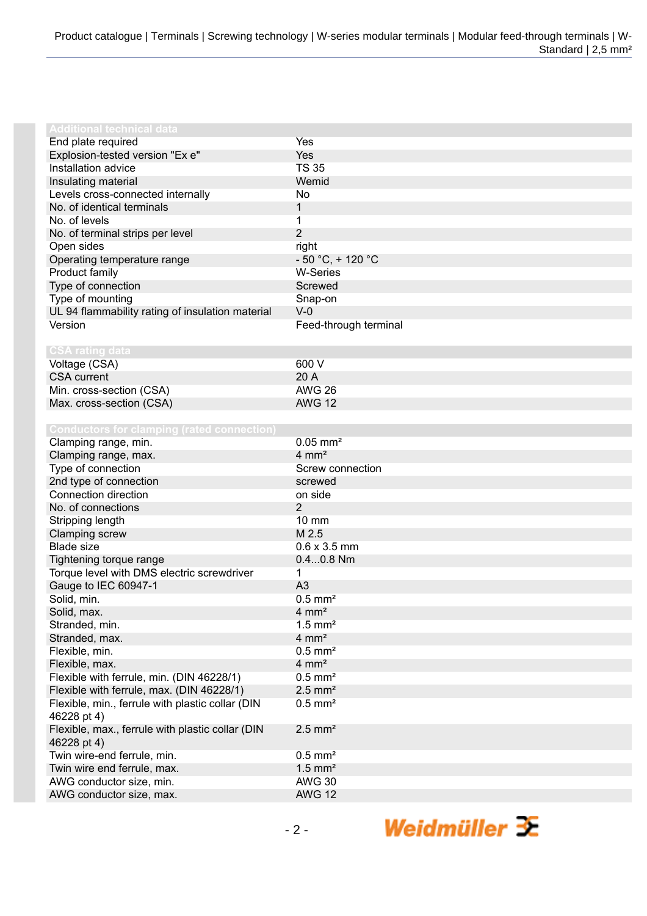| Additional technical data | |
|---|---|
| End plate required | Yes |
| Explosion-tested version "Ex e" | Yes |
| Installation advice | TS 35 |
| Insulating material | Wemid |
| Levels cross-connected internally | No |
| No. of identical terminals | 1 |
| No. of levels | 1 |
| No. of terminal strips per level | 2 |
| Open sides | right |
| Operating temperature range | - 50 °C, + 120 °C |
| Product family | W-Series |
| Type of connection | Screwed |
| Type of mounting | Snap-on |
| UL 94 flammability rating of insulation material | V-0 |
| Version | Feed-through terminal |

| CSA rating data | |
|---|---|
| Voltage (CSA) | 600 V |
| CSA current | 20 A |
| Min. cross-section (CSA) | AWG 26 |
| Max. cross-section (CSA) | AWG 12 |

| Conductors for clamping (rated connection) | |
|---|---|
| Clamping range, min. | 0.05 mm² |
| Clamping range, max. | 4 mm² |
| Type of connection | Screw connection |
| 2nd type of connection | screwed |
| Connection direction | on side |
| No. of connections | 2 |
| Stripping length | 10 mm |
| Clamping screw | M 2.5 |
| Blade size | 0.6 x 3.5 mm |
| Tightening torque range | 0.4...0.8 Nm |
| Torque level with DMS electric screwdriver | 1 |
| Gauge to IEC 60947-1 | A3 |
| Solid, min. | 0.5 mm² |
| Solid, max. | 4 mm² |
| Stranded, min. | 1.5 mm² |
| Stranded, max. | 4 mm² |
| Flexible, min. | 0.5 mm² |
| Flexible, max. | 4 mm² |
| Flexible with ferrule, min. (DIN 46228/1) | 0.5 mm² |
| Flexible with ferrule, max. (DIN 46228/1) | 2.5 mm² |
| Flexible, min., ferrule with plastic collar (DIN 46228 pt 4) | 0.5 mm² |
| Flexible, max., ferrule with plastic collar (DIN 46228 pt 4) | 2.5 mm² |
| Twin wire-end ferrule, min. | 0.5 mm² |
| Twin wire end ferrule, max. | 1.5 mm² |
| AWG conductor size, min. | AWG 30 |
| AWG conductor size, max. | AWG 12 |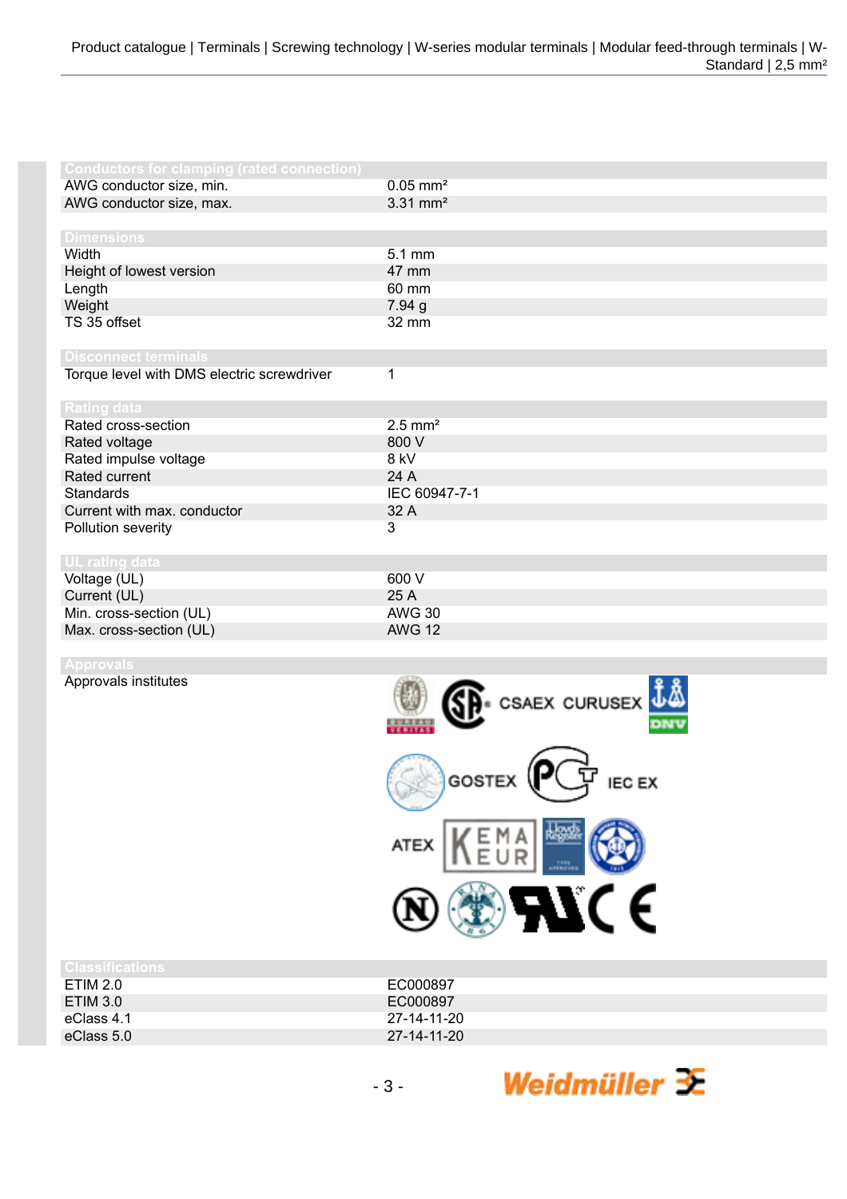| Conductors for clamping (rated connection) | |
|---|---|
| AWG conductor size, min. | 0.05 mm² |
| AWG conductor size, max. | 3.31 mm² |

| Dimensions | |
|---|---|
| Width | 5.1 mm |
| Height of lowest version | 47 mm |
| Length | 60 mm |
| Weight | 7.94 g |
| TS 35 offset | 32 mm |

| Disconnect terminals | |
|---|---|
| Torque level with DMS electric screwdriver | 1 |

| Rating data | |
|---|---|
| Rated cross-section | 2.5 mm² |
| Rated voltage | 800 V |
| Rated impulse voltage | 8 kV |
| Rated current | 24 A |
| Standards | IEC 60947-7-1 |
| Current with max. conductor | 32 A |
| Pollution severity | 3 |

| UL rating data | |
|---|---|
| Voltage (UL) | 600 V |
| Current (UL) | 25 A |
| Min. cross-section (UL) | AWG 30 |
| Max. cross-section (UL) | AWG 12 |

| Approvals | |
|---|---|
| Approvals institutes | CSAEX CURUSEX GOSTEX IEC EX ATEX |

| Classifications | |
|---|---|
| ETIM 2.0 | EC000897 |
| ETIM 3.0 | EC000897 |
| eClass 4.1 | 27-14-11-20 |
| eClass 5.0 | 27-14-11-20 |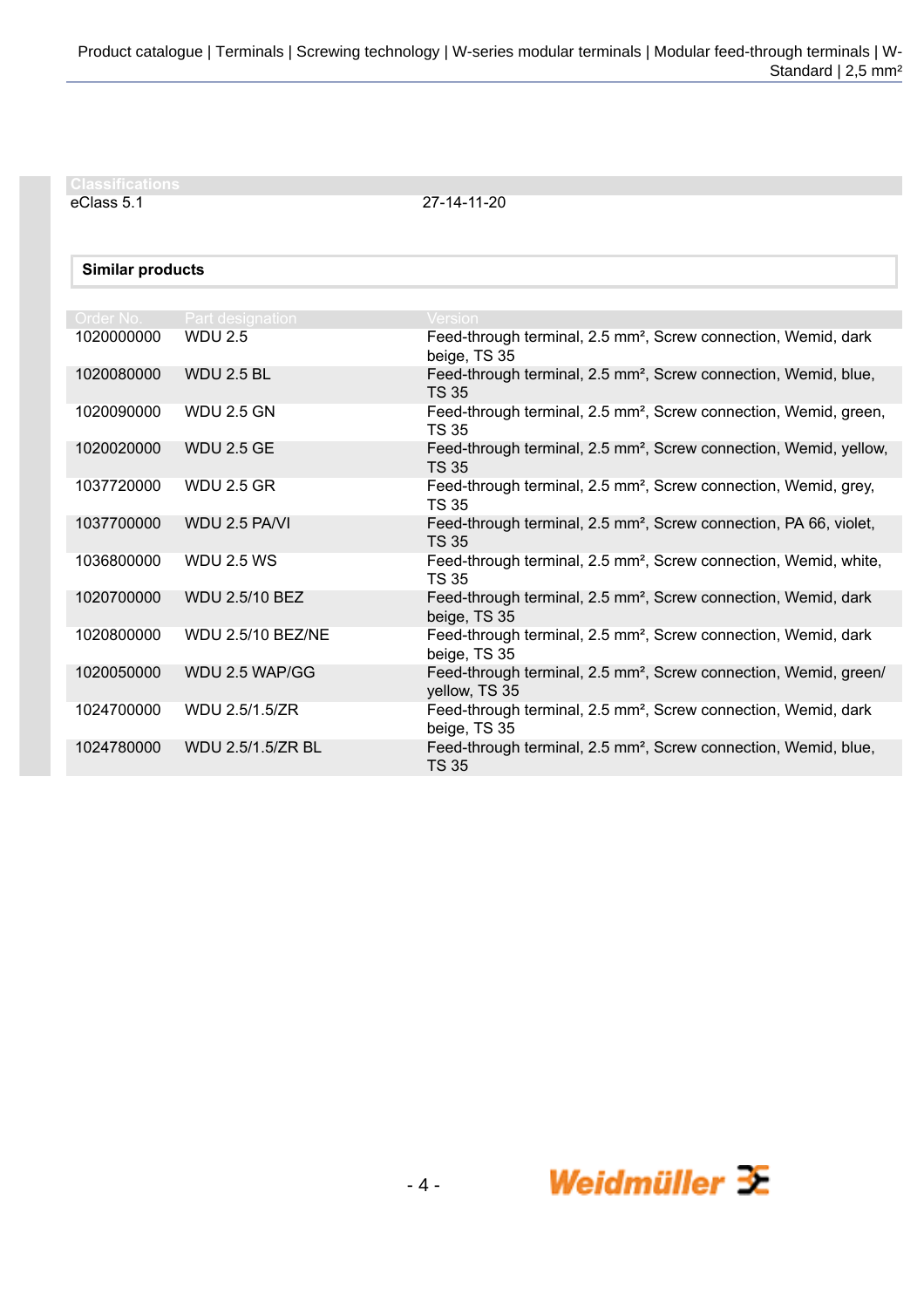## Classifications

| | |
|---|---|
| eClass 5.1 | 27-14-11-20 |

## Similar products

| Order No. | Part designation | Version |
|---|---|---|
| 1020000000 | WDU 2.5 | Feed-through terminal, 2.5 mm², Screw connection, Wemid, dark beige, TS 35 |
| 1020080000 | WDU 2.5 BL | Feed-through terminal, 2.5 mm², Screw connection, Wemid, blue, TS 35 |
| 1020090000 | WDU 2.5 GN | Feed-through terminal, 2.5 mm², Screw connection, Wemid, green, TS 35 |
| 1020020000 | WDU 2.5 GE | Feed-through terminal, 2.5 mm², Screw connection, Wemid, yellow, TS 35 |
| 1037720000 | WDU 2.5 GR | Feed-through terminal, 2.5 mm², Screw connection, Wemid, grey, TS 35 |
| 1037700000 | WDU 2.5 PA/VI | Feed-through terminal, 2.5 mm², Screw connection, PA 66, violet, TS 35 |
| 1036800000 | WDU 2.5 WS | Feed-through terminal, 2.5 mm², Screw connection, Wemid, white, TS 35 |
| 1020700000 | WDU 2.5/10 BEZ | Feed-through terminal, 2.5 mm², Screw connection, Wemid, dark beige, TS 35 |
| 1020800000 | WDU 2.5/10 BEZ/NE | Feed-through terminal, 2.5 mm², Screw connection, Wemid, dark beige, TS 35 |
| 1020050000 | WDU 2.5 WAP/GG | Feed-through terminal, 2.5 mm², Screw connection, Wemid, green/ yellow, TS 35 |
| 1024700000 | WDU 2.5/1.5/ZR | Feed-through terminal, 2.5 mm², Screw connection, Wemid, dark beige, TS 35 |
| 1024780000 | WDU 2.5/1.5/ZR BL | Feed-through terminal, 2.5 mm², Screw connection, Wemid, blue, TS 35 |